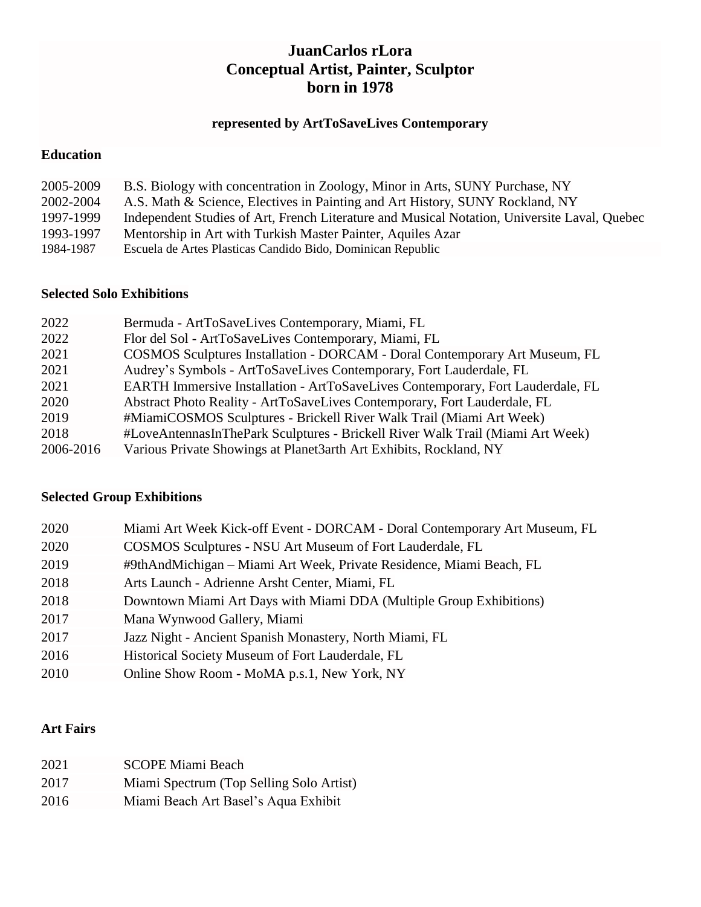# JuanCarlos rLora
## Conceptual Artist, Painter, Sculptor
## born in 1978

### represented by ArtToSaveLives Contemporary

## Education

2005-2009 B.S. Biology with concentration in Zoology, Minor in Arts, SUNY Purchase, NY
2002-2004 A.S. Math & Science, Electives in Painting and Art History, SUNY Rockland, NY
1997-1999 Independent Studies of Art, French Literature and Musical Notation, Universite Laval, Quebec
1993-1997 Mentorship in Art with Turkish Master Painter, Aquiles Azar
1984-1987 Escuela de Artes Plasticas Candido Bido, Dominican Republic

## Selected Solo Exhibitions

2022 Bermuda - ArtToSaveLives Contemporary, Miami, FL
2022 Flor del Sol - ArtToSaveLives Contemporary, Miami, FL
2021 COSMOS Sculptures Installation - DORCAM - Doral Contemporary Art Museum, FL
2021 Audrey's Symbols - ArtToSaveLives Contemporary, Fort Lauderdale, FL
2021 EARTH Immersive Installation - ArtToSaveLives Contemporary, Fort Lauderdale, FL
2020 Abstract Photo Reality - ArtToSaveLives Contemporary, Fort Lauderdale, FL
2019 #MiamiCOSMOS Sculptures - Brickell River Walk Trail (Miami Art Week)
2018 #LoveAntennasInThePark Sculptures - Brickell River Walk Trail (Miami Art Week)
2006-2016 Various Private Showings at Planet3arth Art Exhibits, Rockland, NY

## Selected Group Exhibitions

2020 Miami Art Week Kick-off Event - DORCAM - Doral Contemporary Art Museum, FL
2020 COSMOS Sculptures - NSU Art Museum of Fort Lauderdale, FL
2019 #9thAndMichigan – Miami Art Week, Private Residence, Miami Beach, FL
2018 Arts Launch - Adrienne Arsht Center, Miami, FL
2018 Downtown Miami Art Days with Miami DDA (Multiple Group Exhibitions)
2017 Mana Wynwood Gallery, Miami
2017 Jazz Night - Ancient Spanish Monastery, North Miami, FL
2016 Historical Society Museum of Fort Lauderdale, FL
2010 Online Show Room - MoMA p.s.1, New York, NY

## Art Fairs

2021 SCOPE Miami Beach
2017 Miami Spectrum (Top Selling Solo Artist)
2016 Miami Beach Art Basel's Aqua Exhibit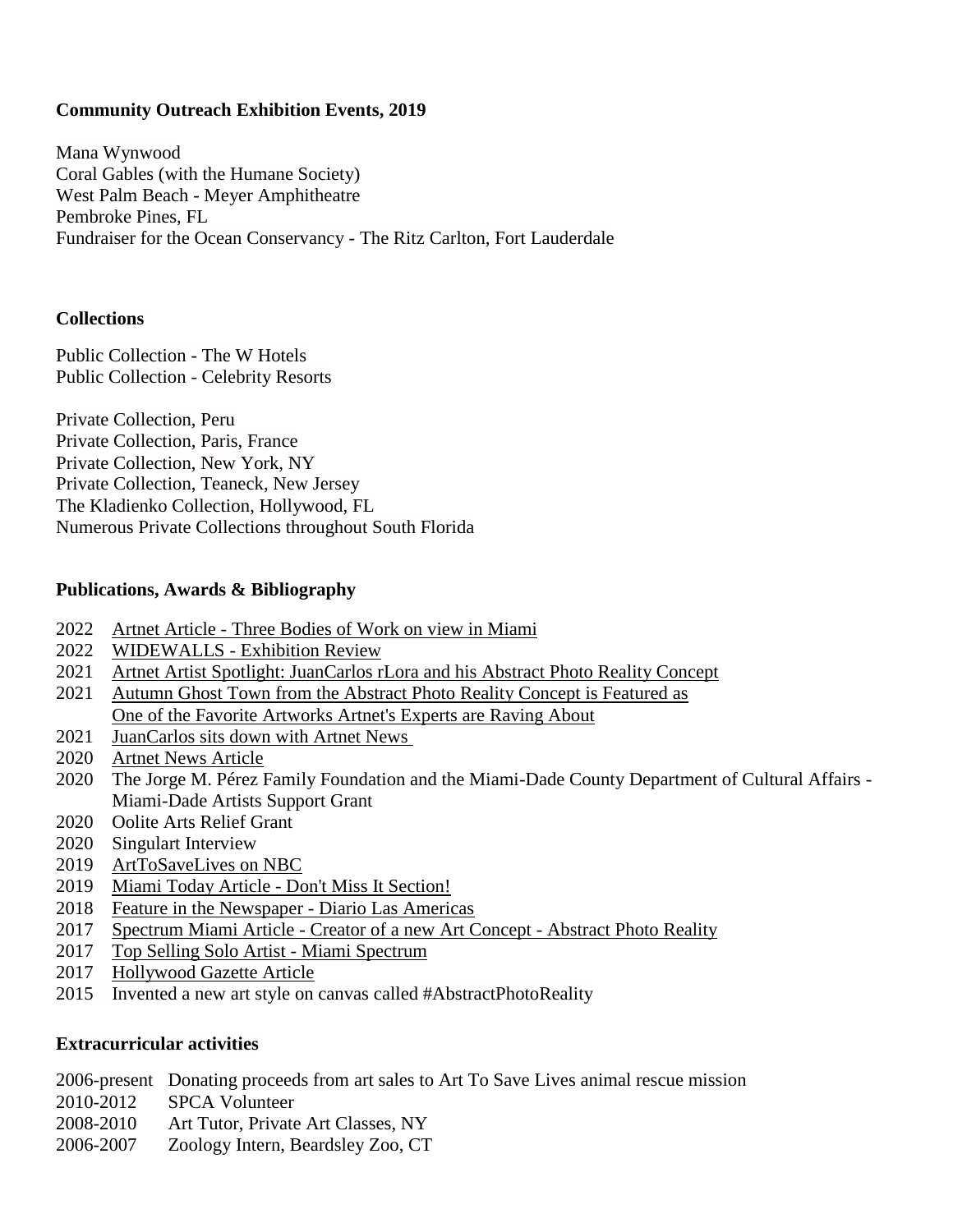**Community Outreach Exhibition Events, 2019**

Mana Wynwood
Coral Gables (with the Humane Society)
West Palm Beach - Meyer Amphitheatre
Pembroke Pines, FL
Fundraiser for the Ocean Conservancy - The Ritz Carlton, Fort Lauderdale

**Collections**

Public Collection - The W Hotels
Public Collection - Celebrity Resorts

Private Collection, Peru
Private Collection, Paris, France
Private Collection, New York, NY
Private Collection, Teaneck, New Jersey
The Kladienko Collection, Hollywood, FL
Numerous Private Collections throughout South Florida

**Publications, Awards & Bibliography**

2022 Artnet Article - Three Bodies of Work on view in Miami
2022 WIDEWALLS - Exhibition Review
2021 Artnet Artist Spotlight: JuanCarlos rLora and his Abstract Photo Reality Concept
2021 Autumn Ghost Town from the Abstract Photo Reality Concept is Featured as One of the Favorite Artworks Artnet's Experts are Raving About
2021 JuanCarlos sits down with Artnet News
2020 Artnet News Article
2020 The Jorge M. Pérez Family Foundation and the Miami-Dade County Department of Cultural Affairs - Miami-Dade Artists Support Grant
2020 Oolite Arts Relief Grant
2020 Singulart Interview
2019 ArtToSaveLives on NBC
2019 Miami Today Article - Don't Miss It Section!
2018 Feature in the Newspaper - Diario Las Americas
2017 Spectrum Miami Article - Creator of a new Art Concept - Abstract Photo Reality
2017 Top Selling Solo Artist - Miami Spectrum
2017 Hollywood Gazette Article
2015 Invented a new art style on canvas called #AbstractPhotoReality

**Extracurricular activities**

2006-present Donating proceeds from art sales to Art To Save Lives animal rescue mission
2010-2012 SPCA Volunteer
2008-2010 Art Tutor, Private Art Classes, NY
2006-2007 Zoology Intern, Beardsley Zoo, CT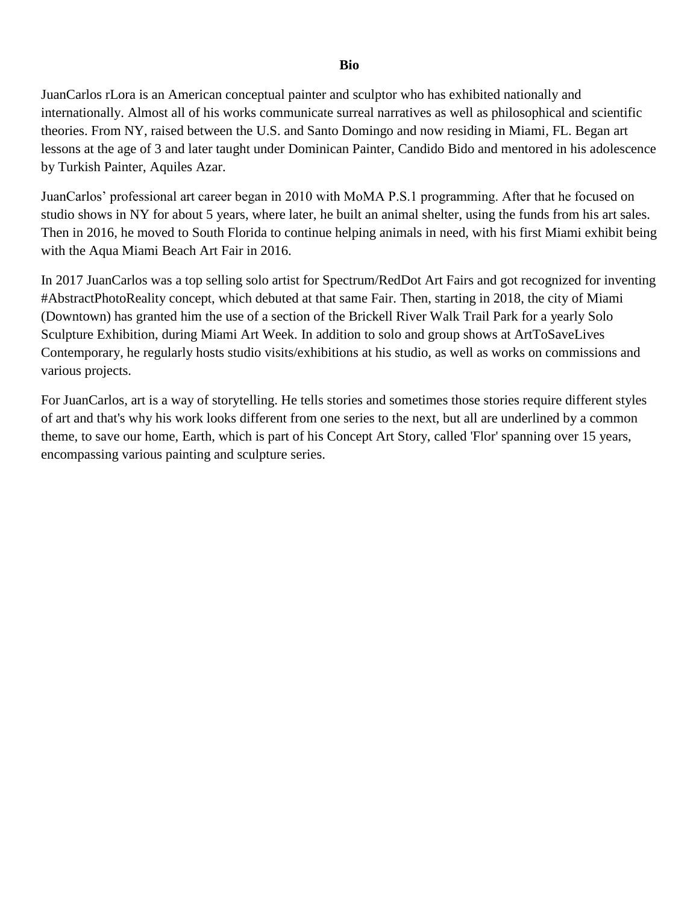**Bio**

JuanCarlos rLora is an American conceptual painter and sculptor who has exhibited nationally and internationally. Almost all of his works communicate surreal narratives as well as philosophical and scientific theories. From NY, raised between the U.S. and Santo Domingo and now residing in Miami, FL. Began art lessons at the age of 3 and later taught under Dominican Painter, Candido Bido and mentored in his adolescence by Turkish Painter, Aquiles Azar.

JuanCarlos' professional art career began in 2010 with MoMA P.S.1 programming. After that he focused on studio shows in NY for about 5 years, where later, he built an animal shelter, using the funds from his art sales. Then in 2016, he moved to South Florida to continue helping animals in need, with his first Miami exhibit being with the Aqua Miami Beach Art Fair in 2016.

In 2017 JuanCarlos was a top selling solo artist for Spectrum/RedDot Art Fairs and got recognized for inventing #AbstractPhotoReality concept, which debuted at that same Fair. Then, starting in 2018, the city of Miami (Downtown) has granted him the use of a section of the Brickell River Walk Trail Park for a yearly Solo Sculpture Exhibition, during Miami Art Week. In addition to solo and group shows at ArtToSaveLives Contemporary, he regularly hosts studio visits/exhibitions at his studio, as well as works on commissions and various projects.

For JuanCarlos, art is a way of storytelling. He tells stories and sometimes those stories require different styles of art and that's why his work looks different from one series to the next, but all are underlined by a common theme, to save our home, Earth, which is part of his Concept Art Story, called 'Flor' spanning over 15 years, encompassing various painting and sculpture series.